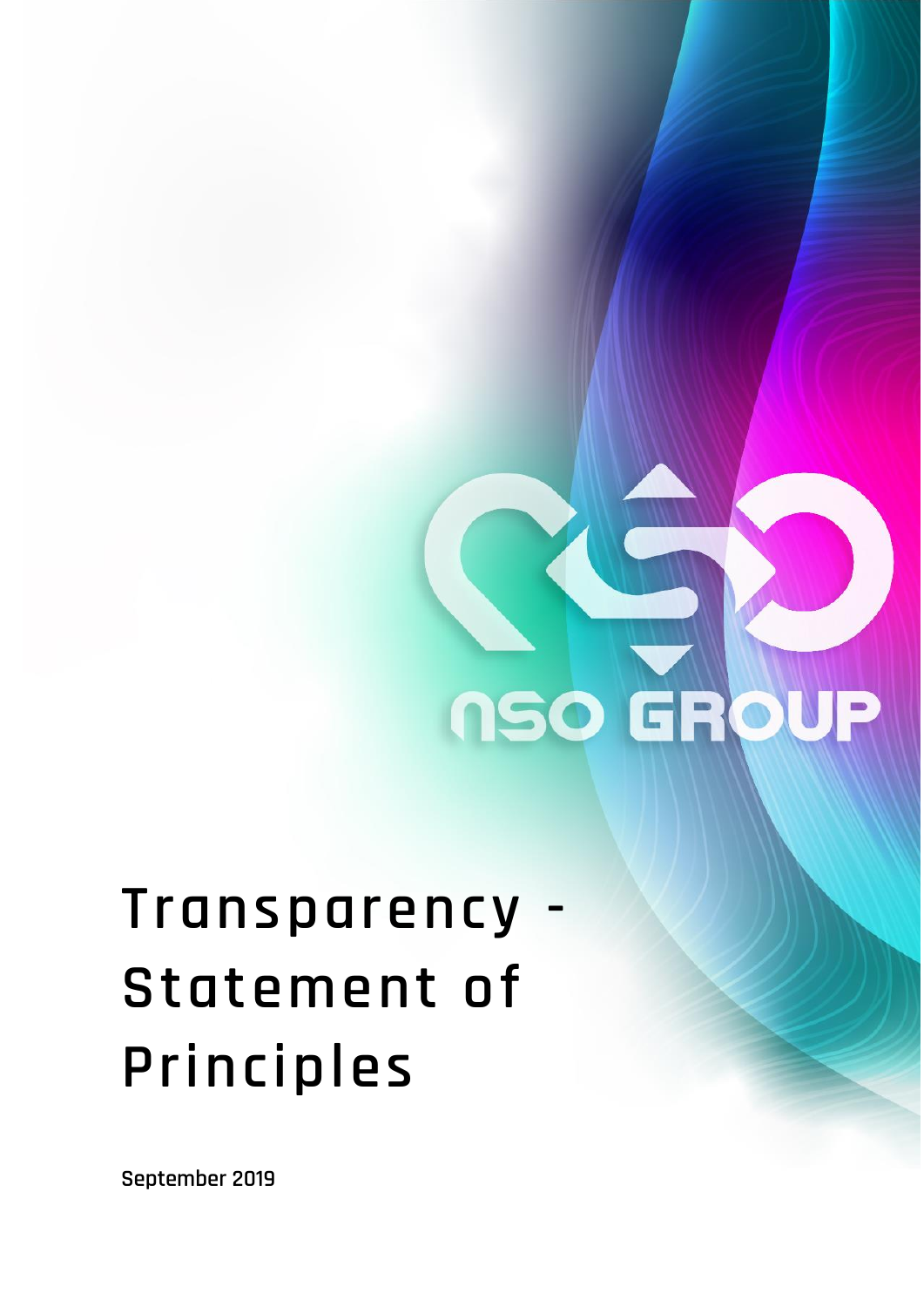NSO GROUP

# Transparency - Statement of Principles

**September 2019**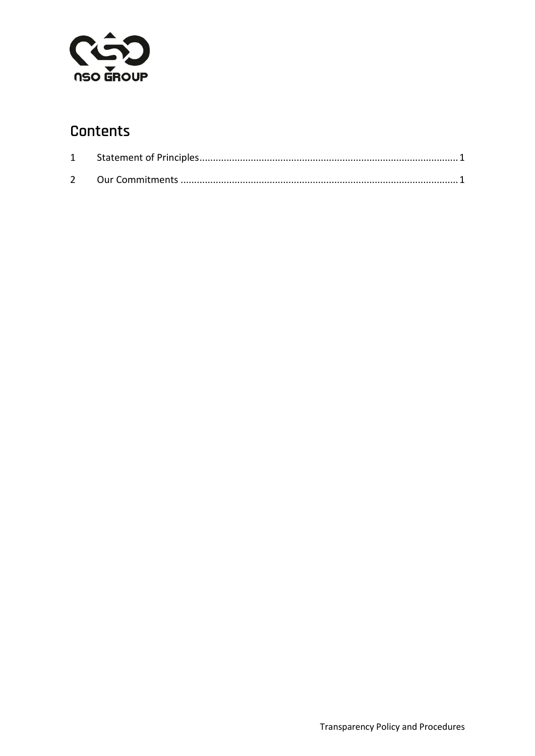## Contents

1 Statement of Principles ........................................................................................ 1

2 Our Commitments ................................................................................................ 1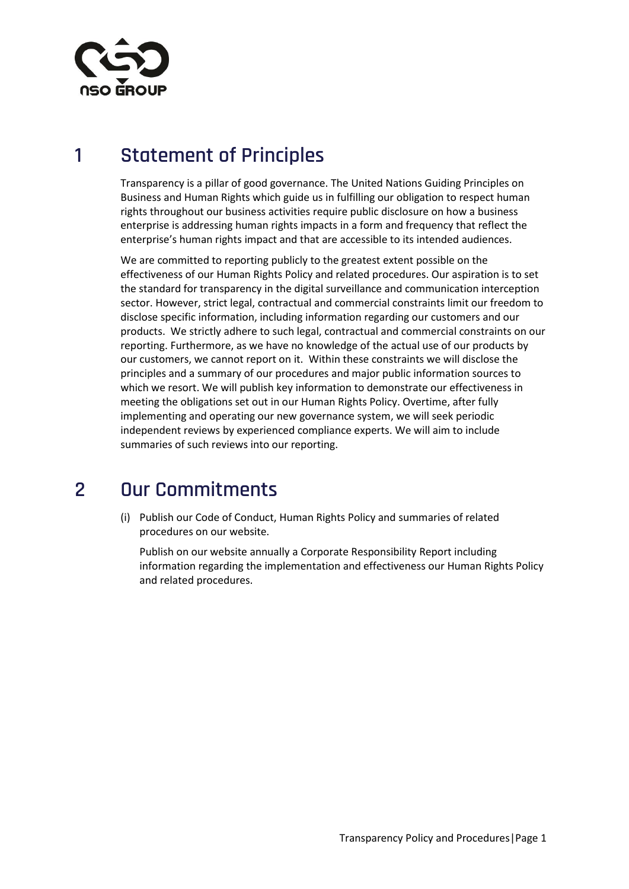# 1 Statement of Principles

Transparency is a pillar of good governance. The United Nations Guiding Principles on Business and Human Rights which guide us in fulfilling our obligation to respect human rights throughout our business activities require public disclosure on how a business enterprise is addressing human rights impacts in a form and frequency that reflect the enterprise's human rights impact and that are accessible to its intended audiences.

We are committed to reporting publicly to the greatest extent possible on the effectiveness of our Human Rights Policy and related procedures. Our aspiration is to set the standard for transparency in the digital surveillance and communication interception sector. However, strict legal, contractual and commercial constraints limit our freedom to disclose specific information, including information regarding our customers and our products. We strictly adhere to such legal, contractual and commercial constraints on our reporting. Furthermore, as we have no knowledge of the actual use of our products by our customers, we cannot report on it. Within these constraints we will disclose the principles and a summary of our procedures and major public information sources to which we resort. We will publish key information to demonstrate our effectiveness in meeting the obligations set out in our Human Rights Policy. Overtime, after fully implementing and operating our new governance system, we will seek periodic independent reviews by experienced compliance experts. We will aim to include summaries of such reviews into our reporting.

# 2 Our Commitments

(i) Publish our Code of Conduct, Human Rights Policy and summaries of related procedures on our website.

Publish on our website annually a Corporate Responsibility Report including information regarding the implementation and effectiveness our Human Rights Policy and related procedures.